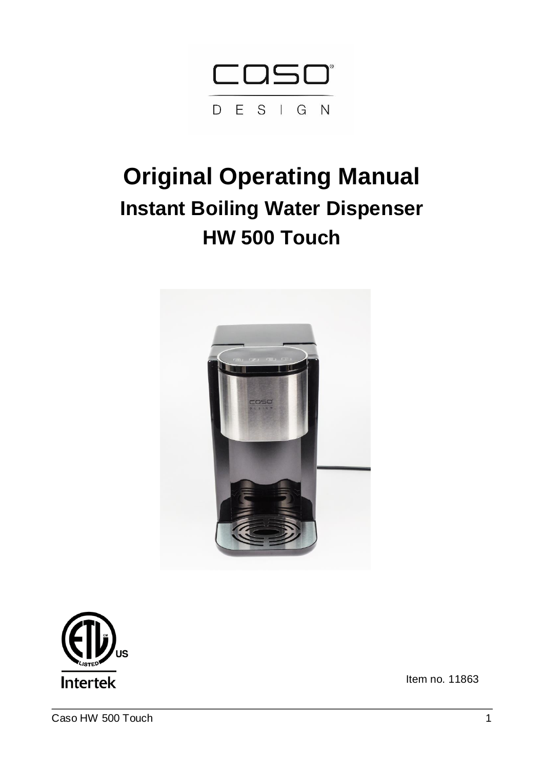# Original Operating Manual

## Instant Boiling Water Dispenser

## HW 500 Touch

Item no. 11863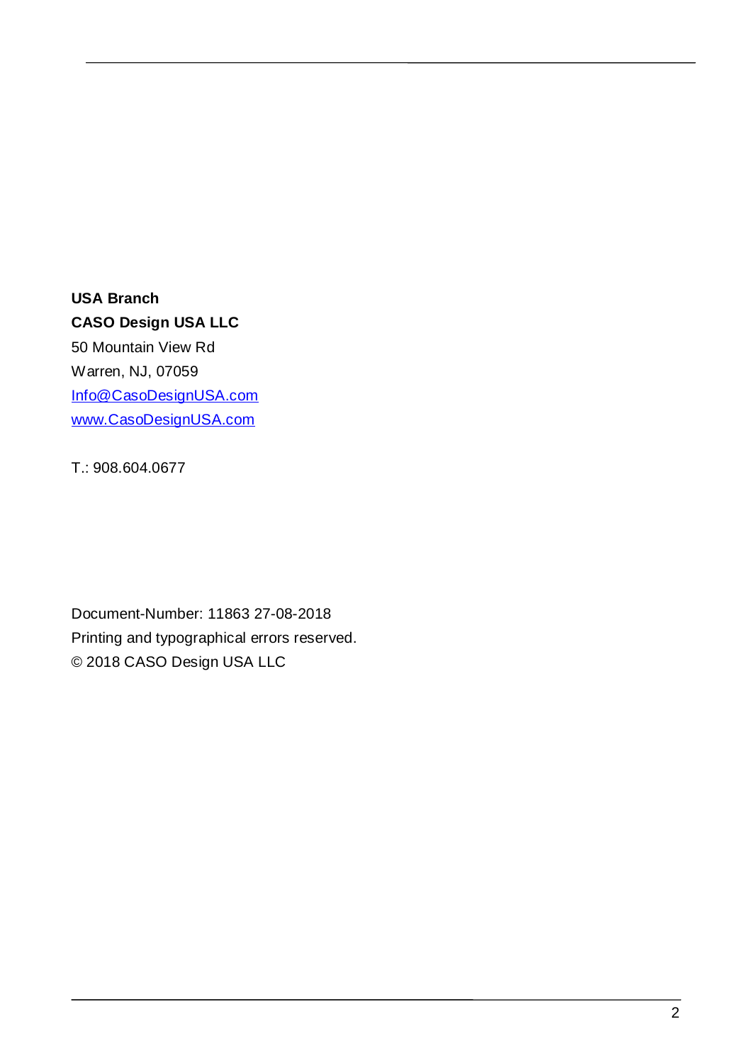**USA Branch**
**CASO Design USA LLC**
50 Mountain View Rd
Warren, NJ, 07059
[Info@CasoDesignUSA.com](mailto:Info@CasoDesignUSA.com)
[www.CasoDesignUSA.com](http://www.CasoDesignUSA.com)

T.: 908.604.0677

Document-Number: 11863 27-08-2018
Printing and typographical errors reserved.
© 2018 CASO Design USA LLC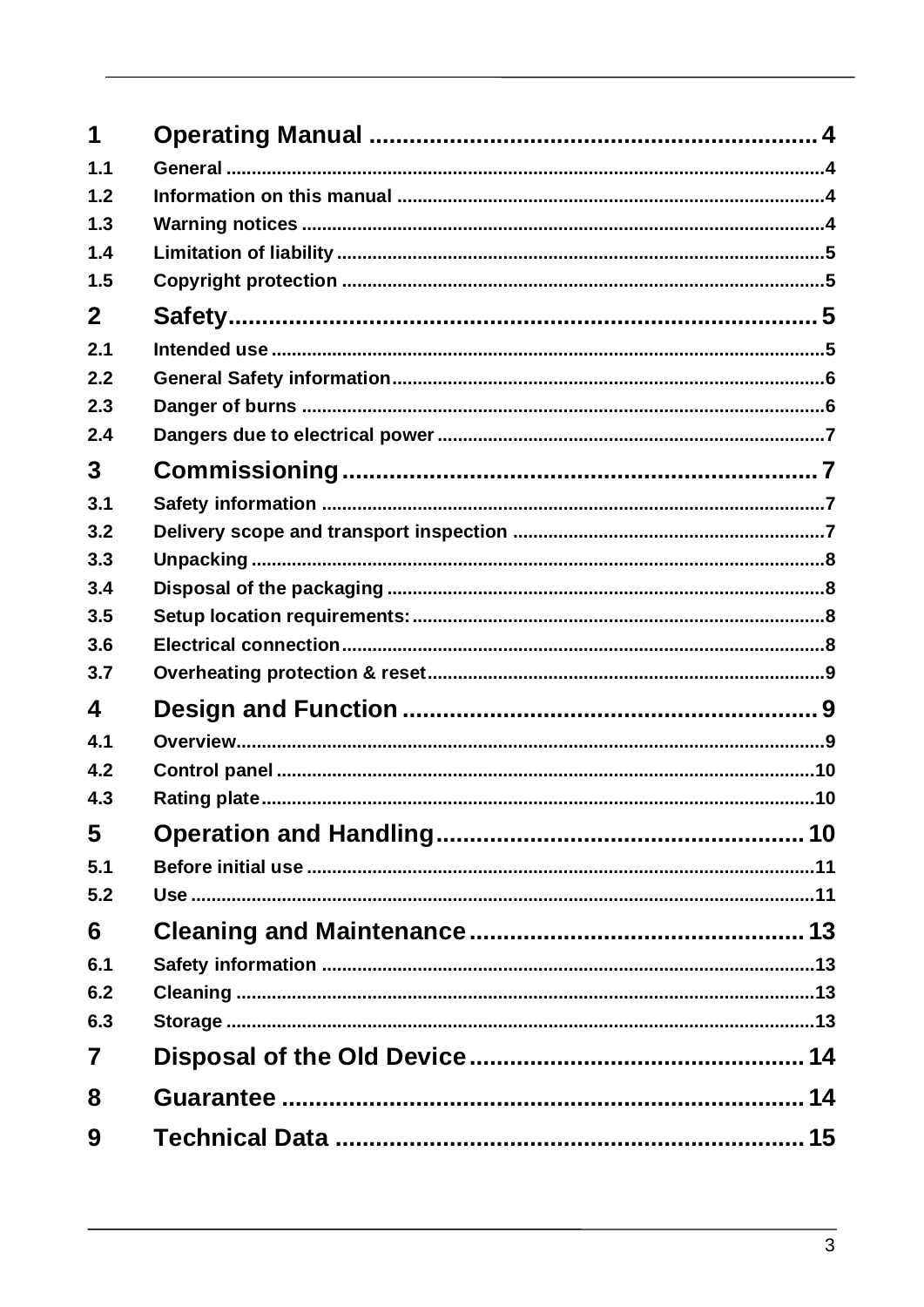| | | |
|---|---|---|
| **1** | **Operating Manual** | **4** |
| 1.1 | General | 4 |
| 1.2 | Information on this manual | 4 |
| 1.3 | Warning notices | 4 |
| 1.4 | Limitation of liability | 5 |
| 1.5 | Copyright protection | 5 |
| **2** | **Safety** | **5** |
| 2.1 | Intended use | 5 |
| 2.2 | General Safety information | 6 |
| 2.3 | Danger of burns | 6 |
| 2.4 | Dangers due to electrical power | 7 |
| **3** | **Commissioning** | **7** |
| 3.1 | Safety information | 7 |
| 3.2 | Delivery scope and transport inspection | 7 |
| 3.3 | Unpacking | 8 |
| 3.4 | Disposal of the packaging | 8 |
| 3.5 | Setup location requirements: | 8 |
| 3.6 | Electrical connection | 8 |
| 3.7 | Overheating protection & reset | 9 |
| **4** | **Design and Function** | **9** |
| 4.1 | Overview | 9 |
| 4.2 | Control panel | 10 |
| 4.3 | Rating plate | 10 |
| **5** | **Operation and Handling** | **10** |
| 5.1 | Before initial use | 11 |
| 5.2 | Use | 11 |
| **6** | **Cleaning and Maintenance** | **13** |
| 6.1 | Safety information | 13 |
| 6.2 | Cleaning | 13 |
| 6.3 | Storage | 13 |
| **7** | **Disposal of the Old Device** | **14** |
| **8** | **Guarantee** | **14** |
| **9** | **Technical Data** | **15** |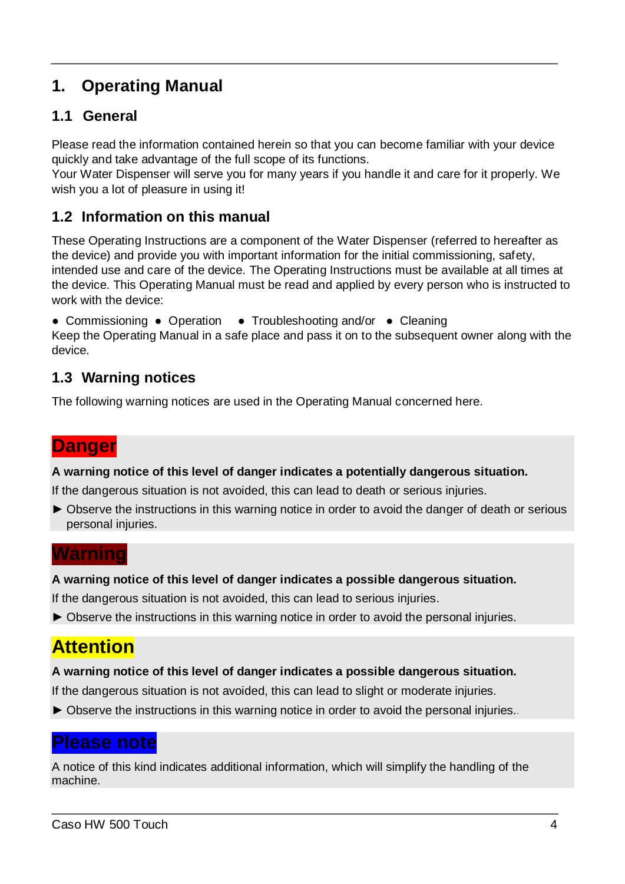# 1. Operating Manual

## 1.1 General

Please read the information contained herein so that you can become familiar with your device quickly and take advantage of the full scope of its functions.
Your Water Dispenser will serve you for many years if you handle it and care for it properly. We wish you a lot of pleasure in using it!

## 1.2 Information on this manual

These Operating Instructions are a component of the Water Dispenser (referred to hereafter as the device) and provide you with important information for the initial commissioning, safety, intended use and care of the device. The Operating Instructions must be available at all times at the device. This Operating Manual must be read and applied by every person who is instructed to work with the device:

● Commissioning ● Operation ● Troubleshooting and/or ● Cleaning

Keep the Operating Manual in a safe place and pass it on to the subsequent owner along with the device.

## 1.3 Warning notices

The following warning notices are used in the Operating Manual concerned here.

### Danger

**A warning notice of this level of danger indicates a potentially dangerous situation.**

If the dangerous situation is not avoided, this can lead to death or serious injuries.

► Observe the instructions in this warning notice in order to avoid the danger of death or serious personal injuries.

### Warning

**A warning notice of this level of danger indicates a possible dangerous situation.**

If the dangerous situation is not avoided, this can lead to serious injuries.

► Observe the instructions in this warning notice in order to avoid the personal injuries.

### Attention

**A warning notice of this level of danger indicates a possible dangerous situation.**

If the dangerous situation is not avoided, this can lead to slight or moderate injuries.

► Observe the instructions in this warning notice in order to avoid the personal injuries..

### Please note

A notice of this kind indicates additional information, which will simplify the handling of the machine.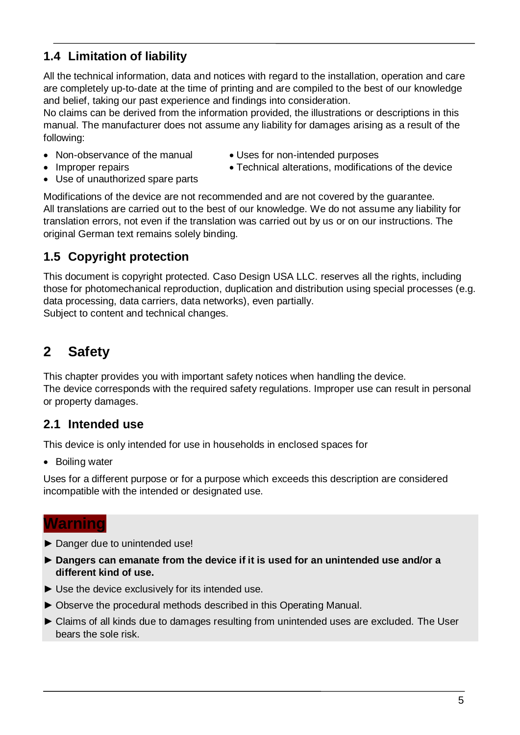## 1.4 Limitation of liability

All the technical information, data and notices with regard to the installation, operation and care are completely up-to-date at the time of printing and are compiled to the best of our knowledge and belief, taking our past experience and findings into consideration.
No claims can be derived from the information provided, the illustrations or descriptions in this manual. The manufacturer does not assume any liability for damages arising as a result of the following:

- Non-observance of the manual
- Improper repairs
- Use of unauthorized spare parts
- Uses for non-intended purposes
- Technical alterations, modifications of the device

Modifications of the device are not recommended and are not covered by the guarantee.
All translations are carried out to the best of our knowledge. We do not assume any liability for translation errors, not even if the translation was carried out by us or on our instructions. The original German text remains solely binding.

## 1.5 Copyright protection

This document is copyright protected. Caso Design USA LLC. reserves all the rights, including those for photomechanical reproduction, duplication and distribution using special processes (e.g. data processing, data carriers, data networks), even partially.
Subject to content and technical changes.

# 2 Safety

This chapter provides you with important safety notices when handling the device.
The device corresponds with the required safety regulations. Improper use can result in personal or property damages.

## 2.1 Intended use

This device is only intended for use in households in enclosed spaces for

- Boiling water

Uses for a different purpose or for a purpose which exceeds this description are considered incompatible with the intended or designated use.

**Warning**

► Danger due to unintended use!

► **Dangers can emanate from the device if it is used for an unintended use and/or a different kind of use.**

► Use the device exclusively for its intended use.

► Observe the procedural methods described in this Operating Manual.

► Claims of all kinds due to damages resulting from unintended uses are excluded. The User bears the sole risk.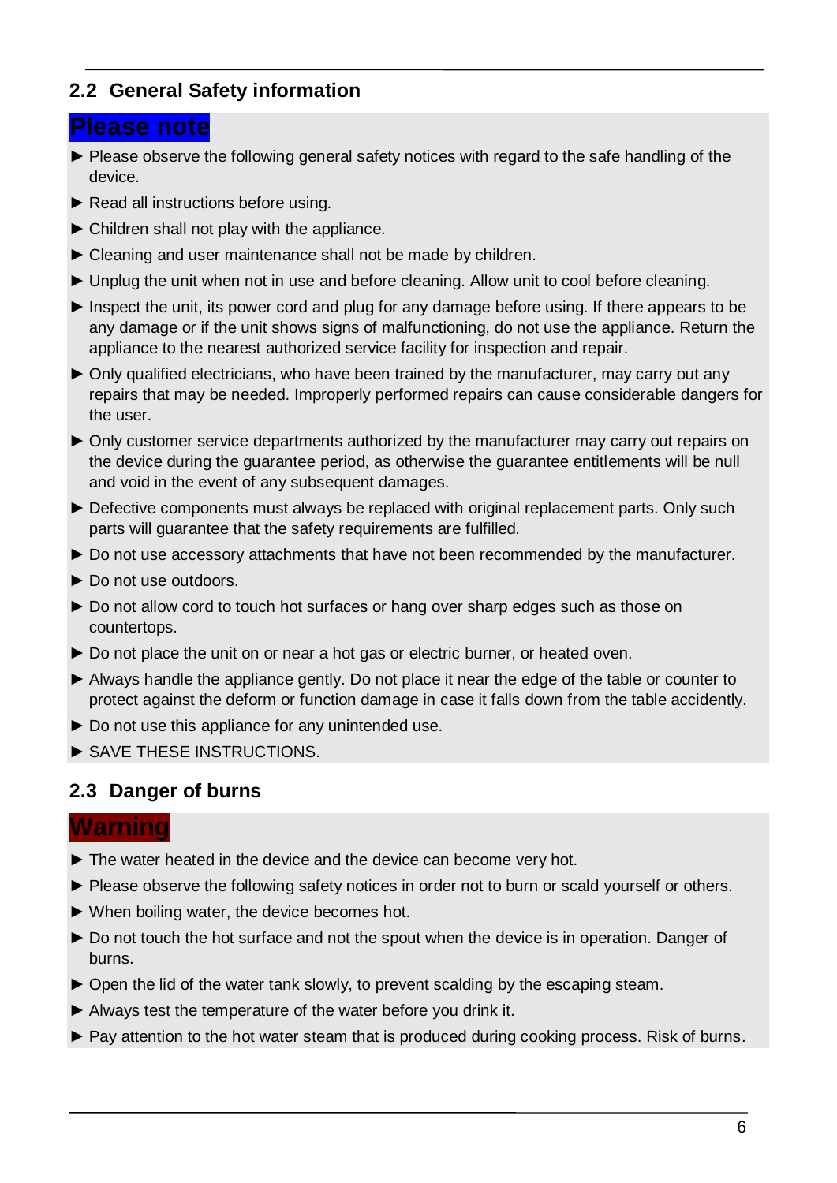## 2.2 General Safety information

**Please note**

- ► Please observe the following general safety notices with regard to the safe handling of the device.
- ► Read all instructions before using.
- ► Children shall not play with the appliance.
- ► Cleaning and user maintenance shall not be made by children.
- ► Unplug the unit when not in use and before cleaning. Allow unit to cool before cleaning.
- ► Inspect the unit, its power cord and plug for any damage before using. If there appears to be any damage or if the unit shows signs of malfunctioning, do not use the appliance. Return the appliance to the nearest authorized service facility for inspection and repair.
- ► Only qualified electricians, who have been trained by the manufacturer, may carry out any repairs that may be needed. Improperly performed repairs can cause considerable dangers for the user.
- ► Only customer service departments authorized by the manufacturer may carry out repairs on the device during the guarantee period, as otherwise the guarantee entitlements will be null and void in the event of any subsequent damages.
- ► Defective components must always be replaced with original replacement parts. Only such parts will guarantee that the safety requirements are fulfilled.
- ► Do not use accessory attachments that have not been recommended by the manufacturer.
- ► Do not use outdoors.
- ► Do not allow cord to touch hot surfaces or hang over sharp edges such as those on countertops.
- ► Do not place the unit on or near a hot gas or electric burner, or heated oven.
- ► Always handle the appliance gently. Do not place it near the edge of the table or counter to protect against the deform or function damage in case it falls down from the table accidently.
- ► Do not use this appliance for any unintended use.
- ► SAVE THESE INSTRUCTIONS.

## 2.3 Danger of burns

**Warning**

- ► The water heated in the device and the device can become very hot.
- ► Please observe the following safety notices in order not to burn or scald yourself or others.
- ► When boiling water, the device becomes hot.
- ► Do not touch the hot surface and not the spout when the device is in operation. Danger of burns.
- ► Open the lid of the water tank slowly, to prevent scalding by the escaping steam.
- ► Always test the temperature of the water before you drink it.
- ► Pay attention to the hot water steam that is produced during cooking process. Risk of burns.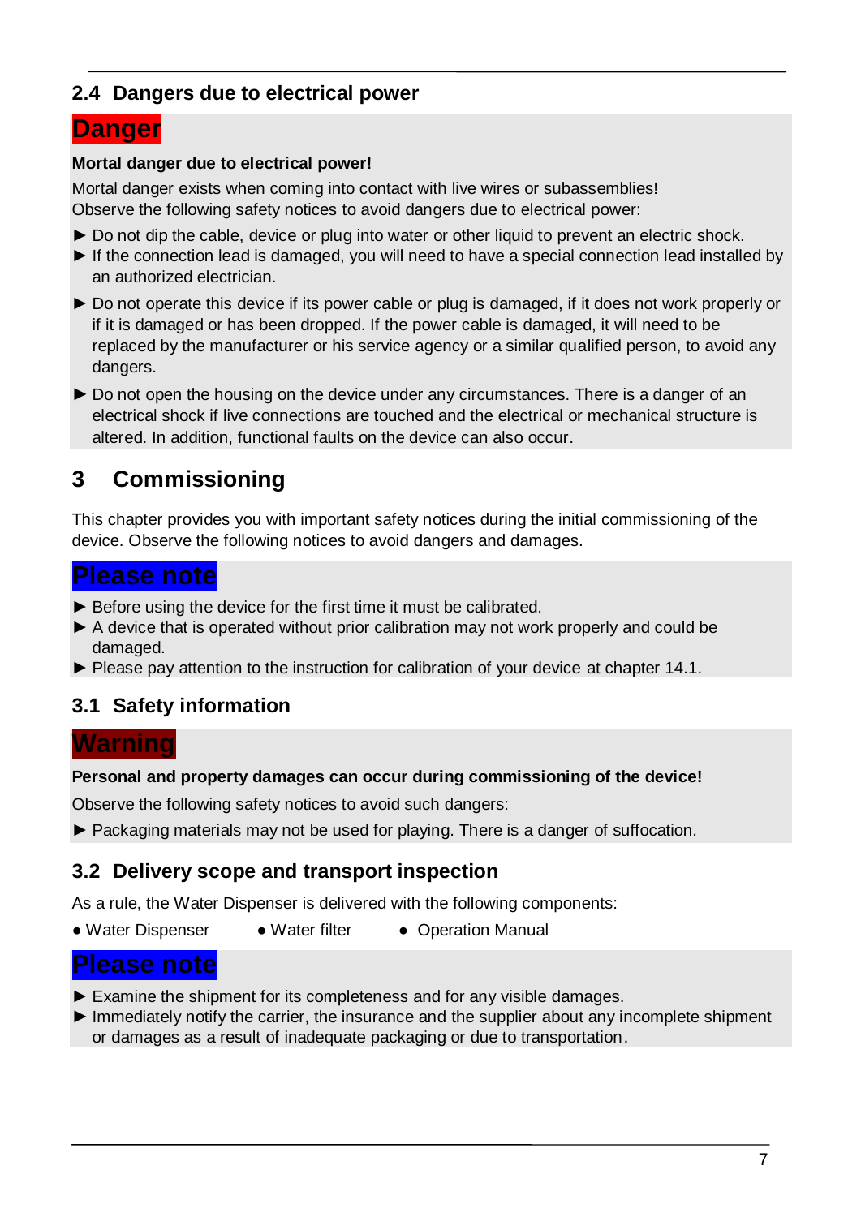## 2.4 Dangers due to electrical power

**Danger**

**Mortal danger due to electrical power!**

Mortal danger exists when coming into contact with live wires or subassemblies!
Observe the following safety notices to avoid dangers due to electrical power:

► Do not dip the cable, device or plug into water or other liquid to prevent an electric shock.
► If the connection lead is damaged, you will need to have a special connection lead installed by an authorized electrician.
► Do not operate this device if its power cable or plug is damaged, if it does not work properly or if it is damaged or has been dropped. If the power cable is damaged, it will need to be replaced by the manufacturer or his service agency or a similar qualified person, to avoid any dangers.
► Do not open the housing on the device under any circumstances. There is a danger of an electrical shock if live connections are touched and the electrical or mechanical structure is altered. In addition, functional faults on the device can also occur.

# 3 Commissioning

This chapter provides you with important safety notices during the initial commissioning of the device. Observe the following notices to avoid dangers and damages.

**Please note**

► Before using the device for the first time it must be calibrated.
► A device that is operated without prior calibration may not work properly and could be damaged.
► Please pay attention to the instruction for calibration of your device at chapter 14.1.

## 3.1 Safety information

**Warning**

**Personal and property damages can occur during commissioning of the device!**

Observe the following safety notices to avoid such dangers:

► Packaging materials may not be used for playing. There is a danger of suffocation.

## 3.2 Delivery scope and transport inspection

As a rule, the Water Dispenser is delivered with the following components:

- Water Dispenser
- Water filter
- Operation Manual

**Please note**

► Examine the shipment for its completeness and for any visible damages.
► Immediately notify the carrier, the insurance and the supplier about any incomplete shipment or damages as a result of inadequate packaging or due to transportation.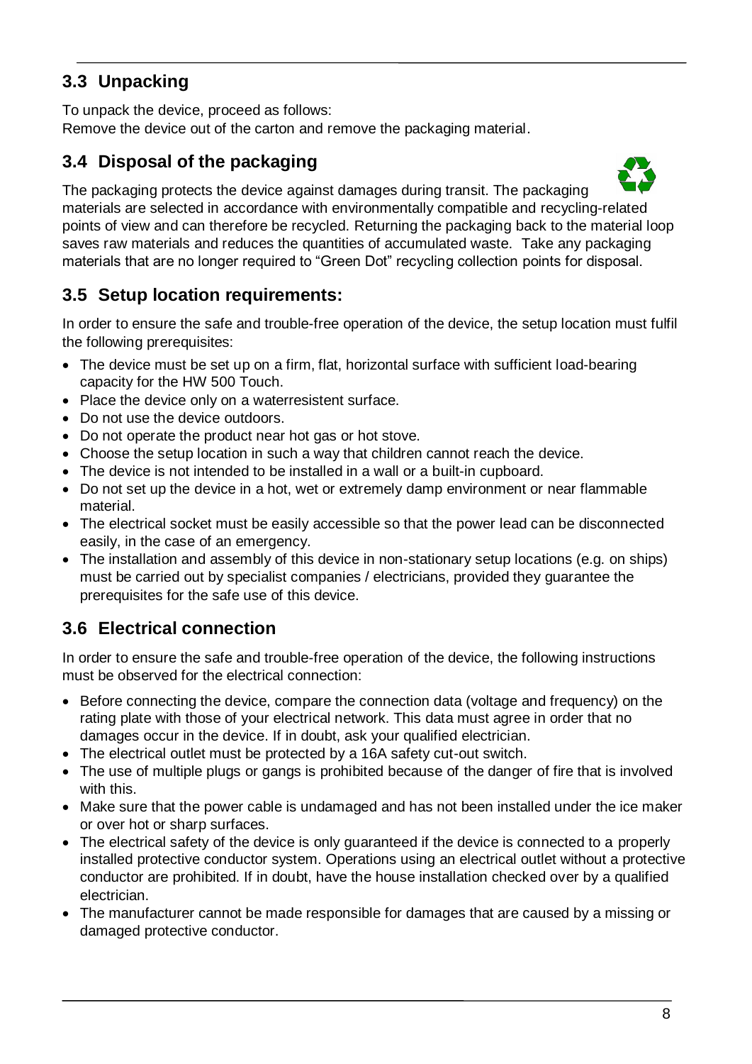## 3.3 Unpacking

To unpack the device, proceed as follows:
Remove the device out of the carton and remove the packaging material.

## 3.4 Disposal of the packaging

The packaging protects the device against damages during transit. The packaging materials are selected in accordance with environmentally compatible and recycling-related points of view and can therefore be recycled. Returning the packaging back to the material loop saves raw materials and reduces the quantities of accumulated waste. Take any packaging materials that are no longer required to "Green Dot" recycling collection points for disposal.

## 3.5 Setup location requirements:

In order to ensure the safe and trouble-free operation of the device, the setup location must fulfil the following prerequisites:

- The device must be set up on a firm, flat, horizontal surface with sufficient load-bearing capacity for the HW 500 Touch.
- Place the device only on a waterresistent surface.
- Do not use the device outdoors.
- Do not operate the product near hot gas or hot stove.
- Choose the setup location in such a way that children cannot reach the device.
- The device is not intended to be installed in a wall or a built-in cupboard.
- Do not set up the device in a hot, wet or extremely damp environment or near flammable material.
- The electrical socket must be easily accessible so that the power lead can be disconnected easily, in the case of an emergency.
- The installation and assembly of this device in non-stationary setup locations (e.g. on ships) must be carried out by specialist companies / electricians, provided they guarantee the prerequisites for the safe use of this device.

## 3.6 Electrical connection

In order to ensure the safe and trouble-free operation of the device, the following instructions must be observed for the electrical connection:

- Before connecting the device, compare the connection data (voltage and frequency) on the rating plate with those of your electrical network. This data must agree in order that no damages occur in the device. If in doubt, ask your qualified electrician.
- The electrical outlet must be protected by a 16A safety cut-out switch.
- The use of multiple plugs or gangs is prohibited because of the danger of fire that is involved with this.
- Make sure that the power cable is undamaged and has not been installed under the ice maker or over hot or sharp surfaces.
- The electrical safety of the device is only guaranteed if the device is connected to a properly installed protective conductor system. Operations using an electrical outlet without a protective conductor are prohibited. If in doubt, have the house installation checked over by a qualified electrician.
- The manufacturer cannot be made responsible for damages that are caused by a missing or damaged protective conductor.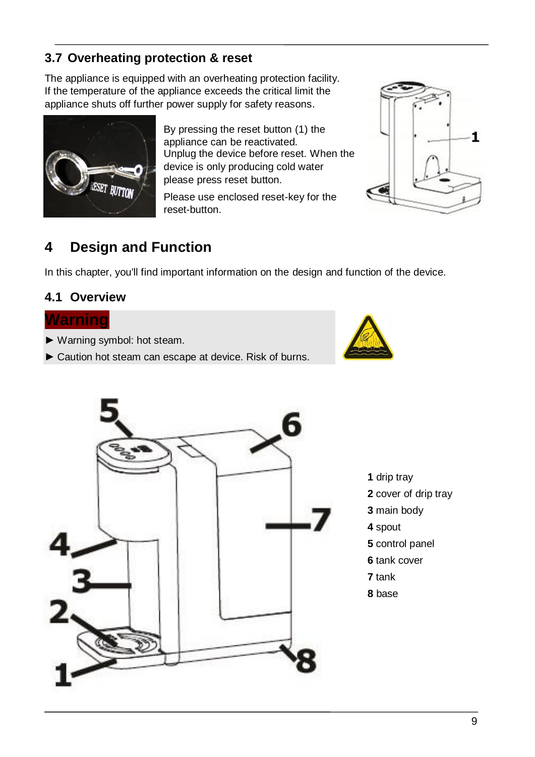### 3.7 Overheating protection & reset

The appliance is equipped with an overheating protection facility. If the temperature of the appliance exceeds the critical limit the appliance shuts off further power supply for safety reasons.

By pressing the reset button (1) the appliance can be reactivated. Unplug the device before reset. When the device is only producing cold water please press reset button.

Please use enclosed reset-key for the reset-button.

## 4 Design and Function

In this chapter, you'll find important information on the design and function of the device.

### 4.1 Overview

**Warning**

- ► Warning symbol: hot steam.
- ► Caution hot steam can escape at device. Risk of burns.

**1** drip tray
**2** cover of drip tray
**3** main body
**4** spout
**5** control panel
**6** tank cover
**7** tank
**8** base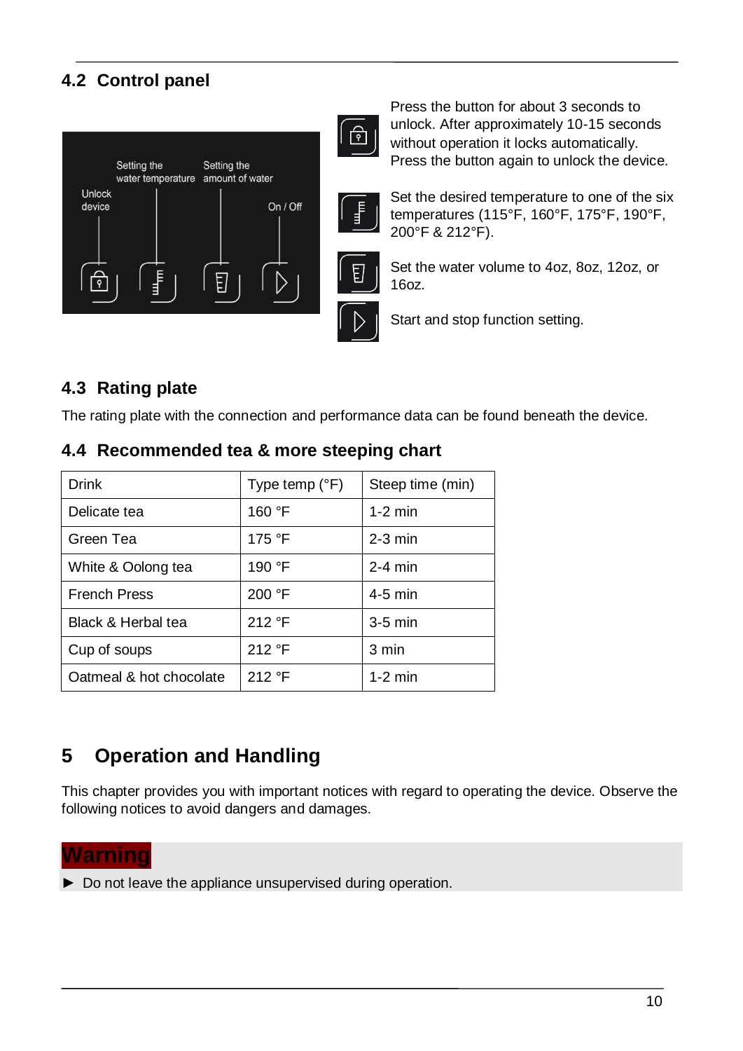## 4.2 Control panel

Setting the water temperature | Setting the amount of water | Unlock device | On / Off

Press the button for about 3 seconds to unlock. After approximately 10-15 seconds without operation it locks automatically. Press the button again to unlock the device.

Set the desired temperature to one of the six temperatures (115°F, 160°F, 175°F, 190°F, 200°F & 212°F).

Set the water volume to 4oz, 8oz, 12oz, or 16oz.

Start and stop function setting.

## 4.3 Rating plate

The rating plate with the connection and performance data can be found beneath the device.

## 4.4 Recommended tea & more steeping chart

| Drink | Type temp (°F) | Steep time (min) |
|---|---|---|
| Delicate tea | 160 °F | 1-2 min |
| Green Tea | 175 °F | 2-3 min |
| White & Oolong tea | 190 °F | 2-4 min |
| French Press | 200 °F | 4-5 min |
| Black & Herbal tea | 212 °F | 3-5 min |
| Cup of soups | 212 °F | 3 min |
| Oatmeal & hot chocolate | 212 °F | 1-2 min |

# 5 Operation and Handling

This chapter provides you with important notices with regard to operating the device. Observe the following notices to avoid dangers and damages.

**Warning**

► Do not leave the appliance unsupervised during operation.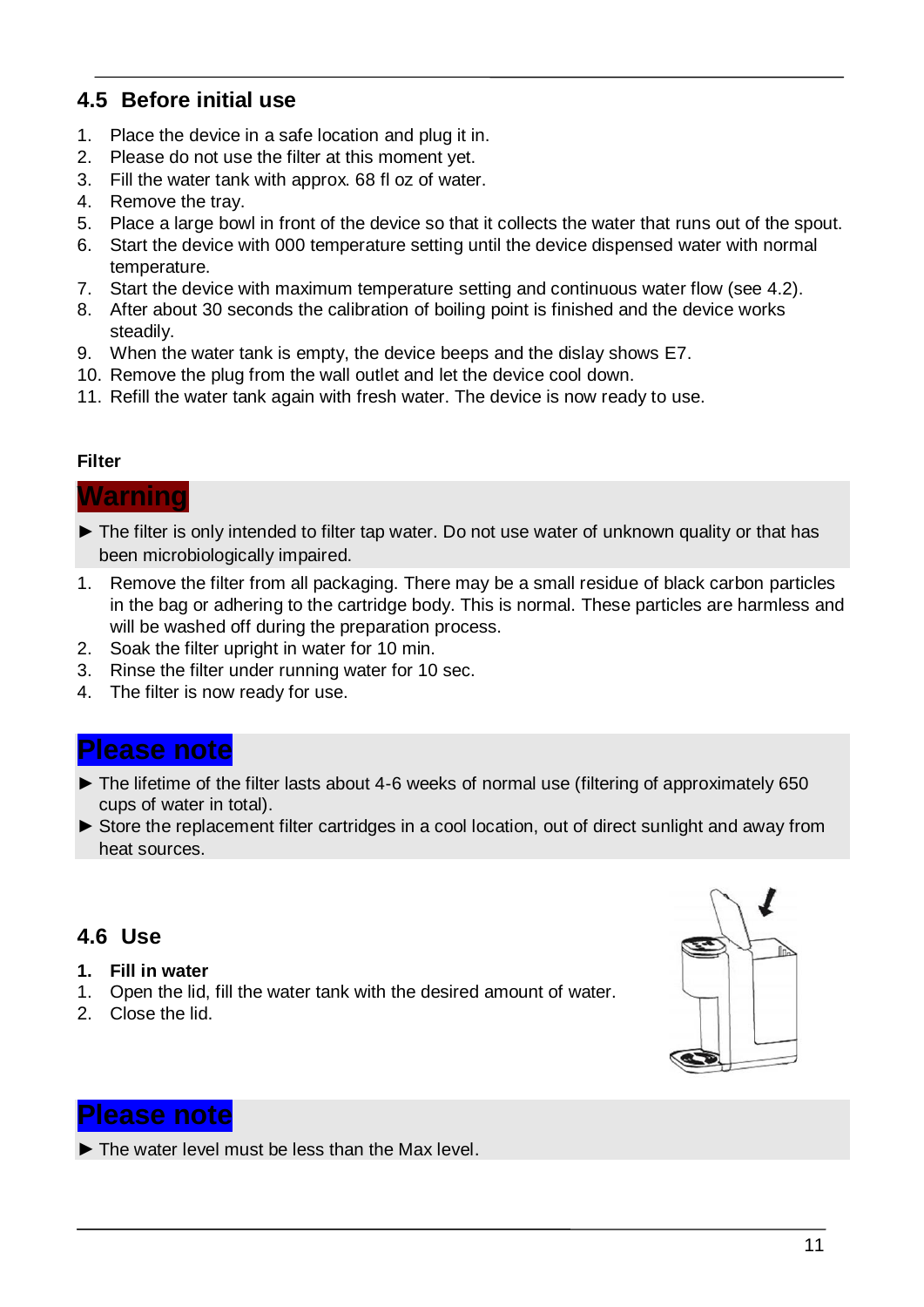## 4.5 Before initial use

1. Place the device in a safe location and plug it in.
2. Please do not use the filter at this moment yet.
3. Fill the water tank with approx. 68 fl oz of water.
4. Remove the tray.
5. Place a large bowl in front of the device so that it collects the water that runs out of the spout.
6. Start the device with 000 temperature setting until the device dispensed water with normal temperature.
7. Start the device with maximum temperature setting and continuous water flow (see 4.2).
8. After about 30 seconds the calibration of boiling point is finished and the device works steadily.
9. When the water tank is empty, the device beeps and the dislay shows E7.
10. Remove the plug from the wall outlet and let the device cool down.
11. Refill the water tank again with fresh water. The device is now ready to use.

**Filter**

**Warning**

► The filter is only intended to filter tap water. Do not use water of unknown quality or that has been microbiologically impaired.

1. Remove the filter from all packaging. There may be a small residue of black carbon particles in the bag or adhering to the cartridge body. This is normal. These particles are harmless and will be washed off during the preparation process.
2. Soak the filter upright in water for 10 min.
3. Rinse the filter under running water for 10 sec.
4. The filter is now ready for use.

**Please note**

► The lifetime of the filter lasts about 4-6 weeks of normal use (filtering of approximately 650 cups of water in total).

► Store the replacement filter cartridges in a cool location, out of direct sunlight and away from heat sources.

## 4.6 Use

**1. Fill in water**

1. Open the lid, fill the water tank with the desired amount of water.
2. Close the lid.

**Please note**

► The water level must be less than the Max level.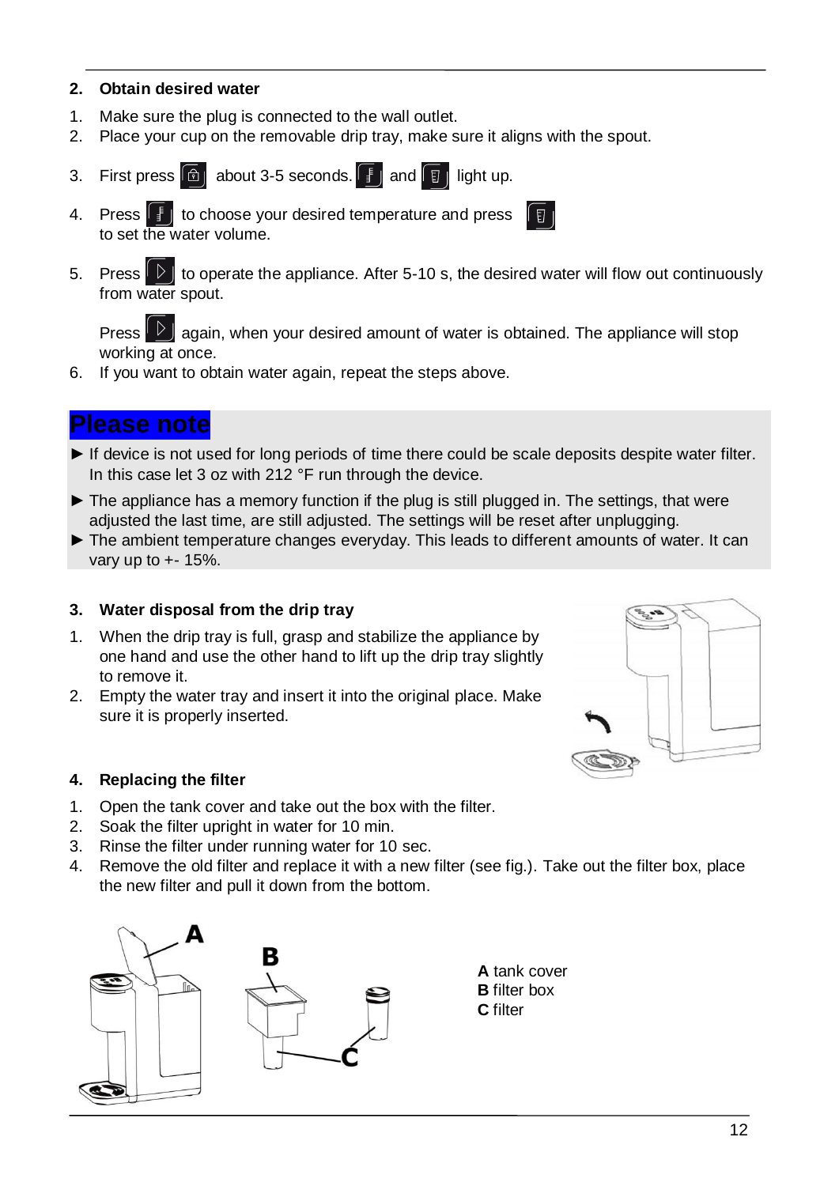### 2. Obtain desired water

1. Make sure the plug is connected to the wall outlet.
2. Place your cup on the removable drip tray, make sure it aligns with the spout.
3. First press about 3-5 seconds. and light up.
4. Press to choose your desired temperature and press to set the water volume.
5. Press to operate the appliance. After 5-10 s, the desired water will flow out continuously from water spout.

   Press again, when your desired amount of water is obtained. The appliance will stop working at once.
6. If you want to obtain water again, repeat the steps above.

## Please note

► If device is not used for long periods of time there could be scale deposits despite water filter. In this case let 3 oz with 212 °F run through the device.

► The appliance has a memory function if the plug is still plugged in. The settings, that were adjusted the last time, are still adjusted. The settings will be reset after unplugging.

► The ambient temperature changes everyday. This leads to different amounts of water. It can vary up to +- 15%.

### 3. Water disposal from the drip tray

1. When the drip tray is full, grasp and stabilize the appliance by one hand and use the other hand to lift up the drip tray slightly to remove it.
2. Empty the water tray and insert it into the original place. Make sure it is properly inserted.

### 4. Replacing the filter

1. Open the tank cover and take out the box with the filter.
2. Soak the filter upright in water for 10 min.
3. Rinse the filter under running water for 10 sec.
4. Remove the old filter and replace it with a new filter (see fig.). Take out the filter box, place the new filter and pull it down from the bottom.

**A** tank cover
**B** filter box
**C** filter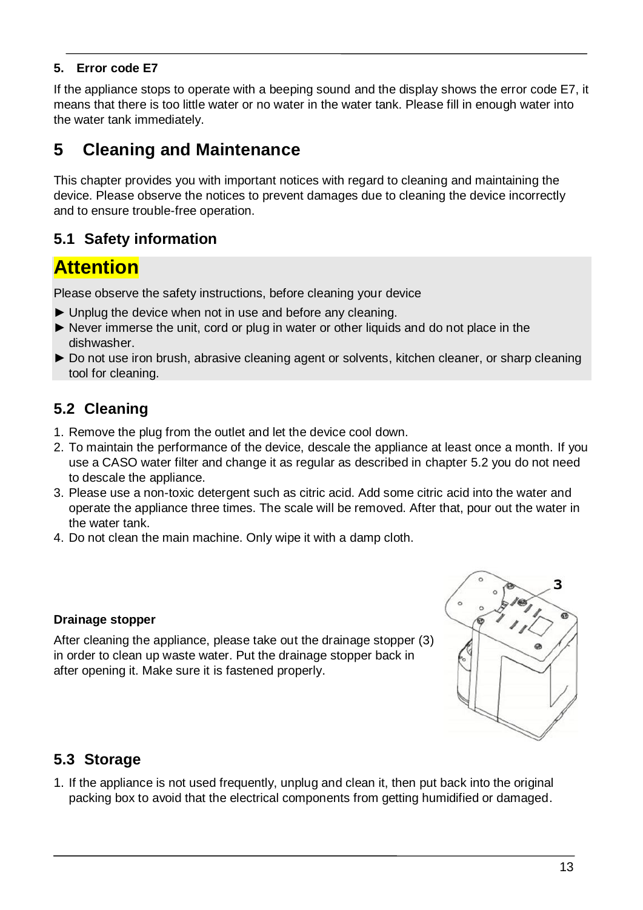**5. Error code E7**

If the appliance stops to operate with a beeping sound and the display shows the error code E7, it means that there is too little water or no water in the water tank. Please fill in enough water into the water tank immediately.

# 5 Cleaning and Maintenance

This chapter provides you with important notices with regard to cleaning and maintaining the device. Please observe the notices to prevent damages due to cleaning the device incorrectly and to ensure trouble-free operation.

## 5.1 Safety information

**Attention**

Please observe the safety instructions, before cleaning your device

► Unplug the device when not in use and before any cleaning.
► Never immerse the unit, cord or plug in water or other liquids and do not place in the dishwasher.
► Do not use iron brush, abrasive cleaning agent or solvents, kitchen cleaner, or sharp cleaning tool for cleaning.

## 5.2 Cleaning

1. Remove the plug from the outlet and let the device cool down.
2. To maintain the performance of the device, descale the appliance at least once a month. If you use a CASO water filter and change it as regular as described in chapter 5.2 you do not need to descale the appliance.
3. Please use a non-toxic detergent such as citric acid. Add some citric acid into the water and operate the appliance three times. The scale will be removed. After that, pour out the water in the water tank.
4. Do not clean the main machine. Only wipe it with a damp cloth.

**Drainage stopper**

After cleaning the appliance, please take out the drainage stopper (3) in order to clean up waste water. Put the drainage stopper back in after opening it. Make sure it is fastened properly.

## 5.3 Storage

1. If the appliance is not used frequently, unplug and clean it, then put back into the original packing box to avoid that the electrical components from getting humidified or damaged.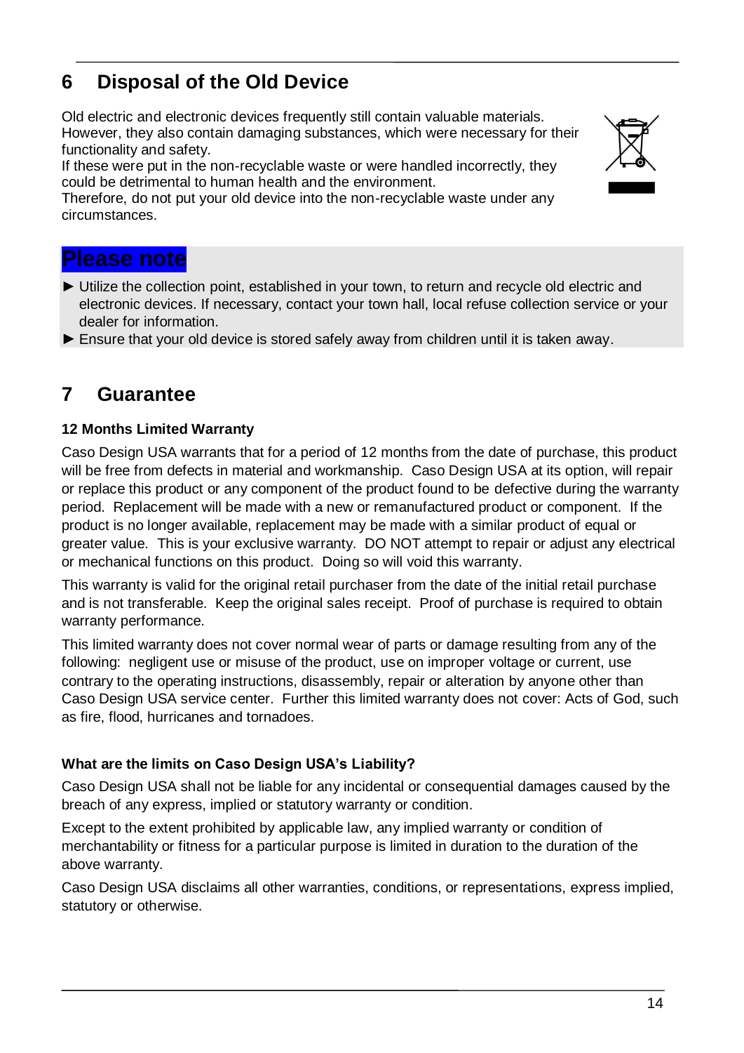## 6 Disposal of the Old Device

Old electric and electronic devices frequently still contain valuable materials. However, they also contain damaging substances, which were necessary for their functionality and safety.
If these were put in the non-recyclable waste or were handled incorrectly, they could be detrimental to human health and the environment.
Therefore, do not put your old device into the non-recyclable waste under any circumstances.

**Please note**

► Utilize the collection point, established in your town, to return and recycle old electric and electronic devices. If necessary, contact your town hall, local refuse collection service or your dealer for information.
► Ensure that your old device is stored safely away from children until it is taken away.

## 7 Guarantee

### 12 Months Limited Warranty

Caso Design USA warrants that for a period of 12 months from the date of purchase, this product will be free from defects in material and workmanship. Caso Design USA at its option, will repair or replace this product or any component of the product found to be defective during the warranty period. Replacement will be made with a new or remanufactured product or component. If the product is no longer available, replacement may be made with a similar product of equal or greater value. This is your exclusive warranty. DO NOT attempt to repair or adjust any electrical or mechanical functions on this product. Doing so will void this warranty.

This warranty is valid for the original retail purchaser from the date of the initial retail purchase and is not transferable. Keep the original sales receipt. Proof of purchase is required to obtain warranty performance.

This limited warranty does not cover normal wear of parts or damage resulting from any of the following: negligent use or misuse of the product, use on improper voltage or current, use contrary to the operating instructions, disassembly, repair or alteration by anyone other than Caso Design USA service center. Further this limited warranty does not cover: Acts of God, such as fire, flood, hurricanes and tornadoes.

### What are the limits on Caso Design USA's Liability?

Caso Design USA shall not be liable for any incidental or consequential damages caused by the breach of any express, implied or statutory warranty or condition.

Except to the extent prohibited by applicable law, any implied warranty or condition of merchantability or fitness for a particular purpose is limited in duration to the duration of the above warranty.

Caso Design USA disclaims all other warranties, conditions, or representations, express implied, statutory or otherwise.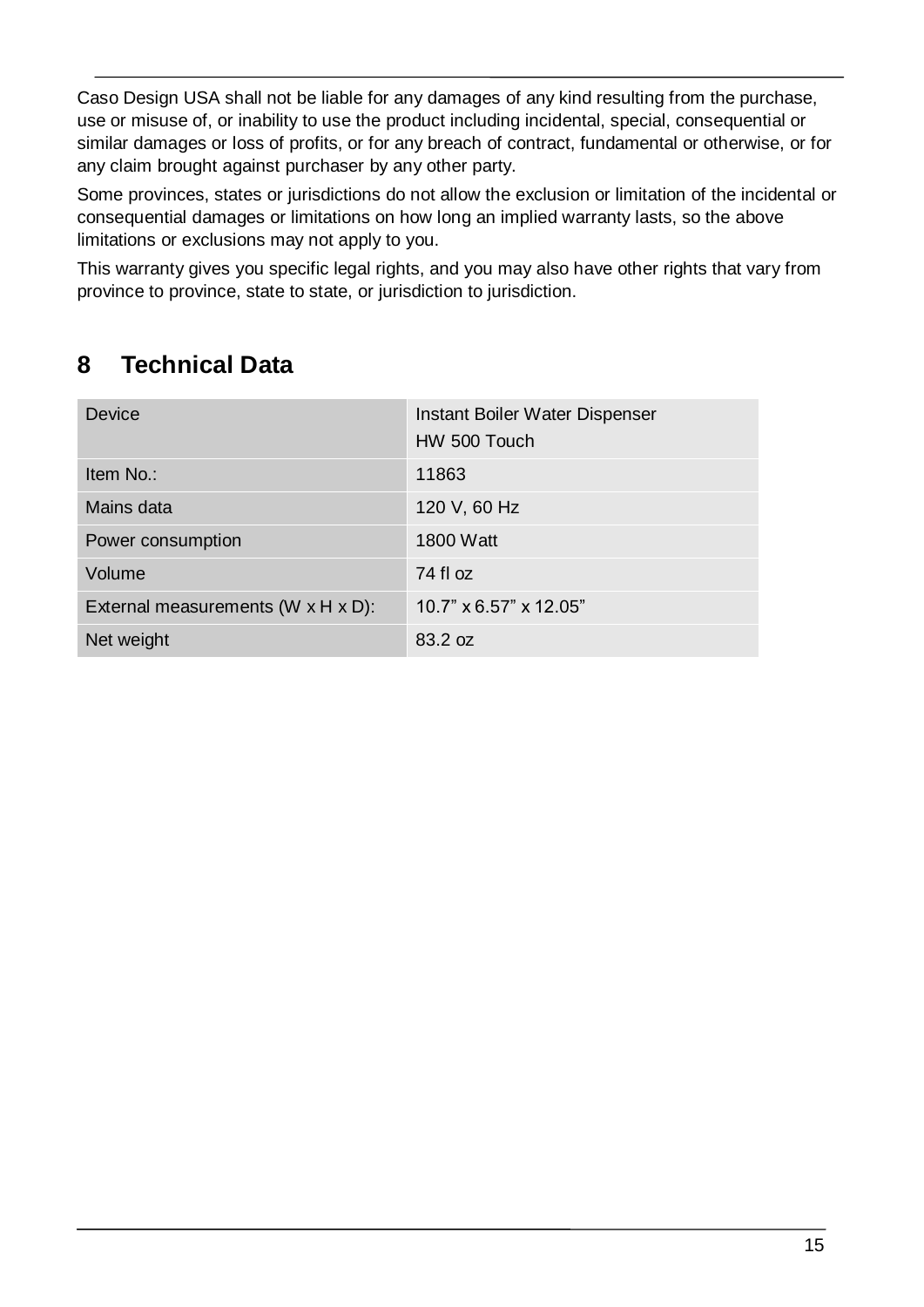Caso Design USA shall not be liable for any damages of any kind resulting from the purchase, use or misuse of, or inability to use the product including incidental, special, consequential or similar damages or loss of profits, or for any breach of contract, fundamental or otherwise, or for any claim brought against purchaser by any other party.

Some provinces, states or jurisdictions do not allow the exclusion or limitation of the incidental or consequential damages or limitations on how long an implied warranty lasts, so the above limitations or exclusions may not apply to you.

This warranty gives you specific legal rights, and you may also have other rights that vary from province to province, state to state, or jurisdiction to jurisdiction.

## 8 Technical Data

| | |
|---|---|
| Device | Instant Boiler Water Dispenser<br>HW 500 Touch |
| Item No.: | 11863 |
| Mains data | 120 V, 60 Hz |
| Power consumption | 1800 Watt |
| Volume | 74 fl oz |
| External measurements (W x H x D): | 10.7” x 6.57” x 12.05” |
| Net weight | 83.2 oz |